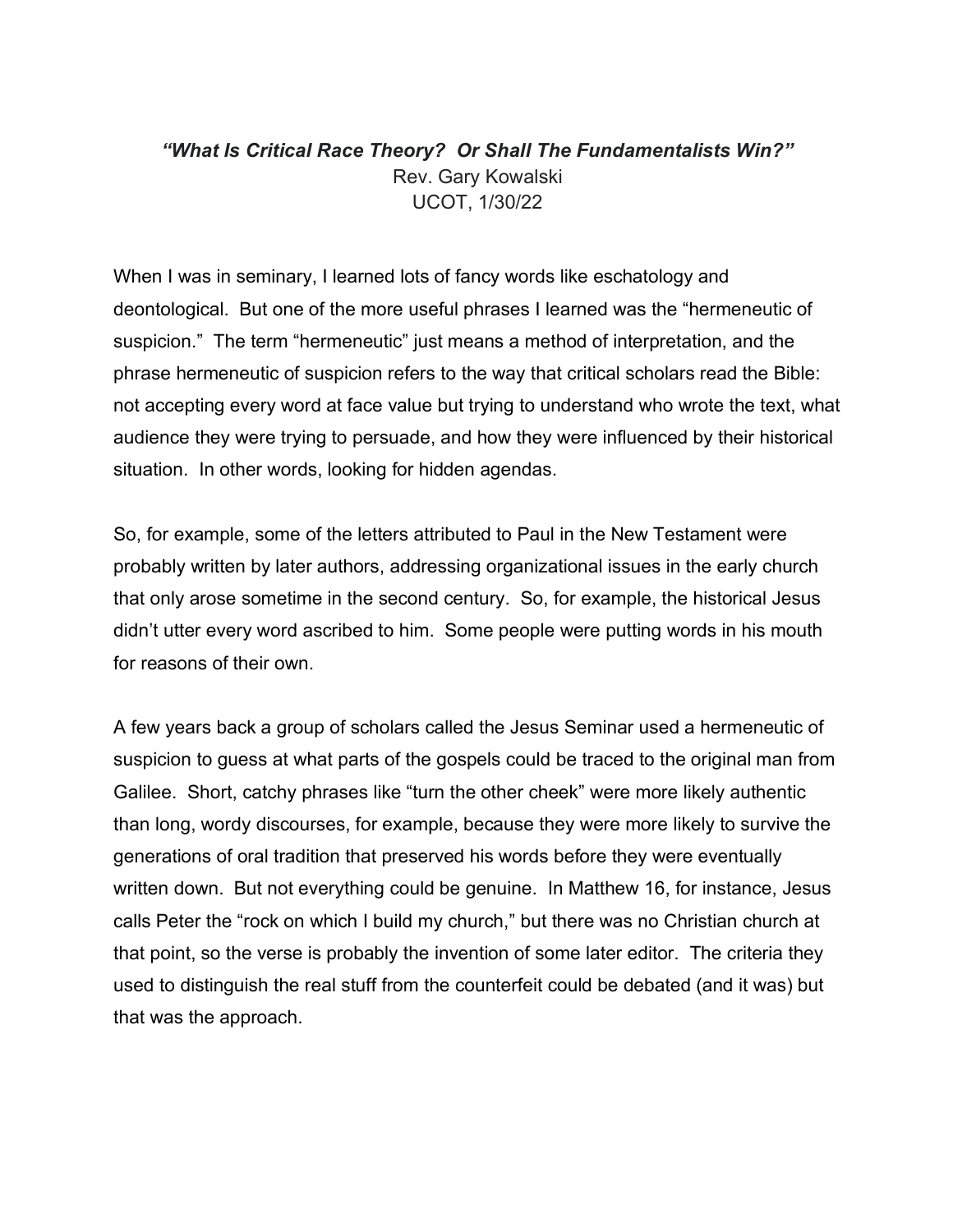# *"What Is Critical Race Theory? Or Shall The Fundamentalists Win?"*

Rev. Gary Kowalski
UCOT, 1/30/22

When I was in seminary, I learned lots of fancy words like eschatology and deontological. But one of the more useful phrases I learned was the "hermeneutic of suspicion." The term "hermeneutic" just means a method of interpretation, and the phrase hermeneutic of suspicion refers to the way that critical scholars read the Bible: not accepting every word at face value but trying to understand who wrote the text, what audience they were trying to persuade, and how they were influenced by their historical situation. In other words, looking for hidden agendas.

So, for example, some of the letters attributed to Paul in the New Testament were probably written by later authors, addressing organizational issues in the early church that only arose sometime in the second century. So, for example, the historical Jesus didn't utter every word ascribed to him. Some people were putting words in his mouth for reasons of their own.

A few years back a group of scholars called the Jesus Seminar used a hermeneutic of suspicion to guess at what parts of the gospels could be traced to the original man from Galilee. Short, catchy phrases like "turn the other cheek" were more likely authentic than long, wordy discourses, for example, because they were more likely to survive the generations of oral tradition that preserved his words before they were eventually written down. But not everything could be genuine. In Matthew 16, for instance, Jesus calls Peter the "rock on which I build my church," but there was no Christian church at that point, so the verse is probably the invention of some later editor. The criteria they used to distinguish the real stuff from the counterfeit could be debated (and it was) but that was the approach.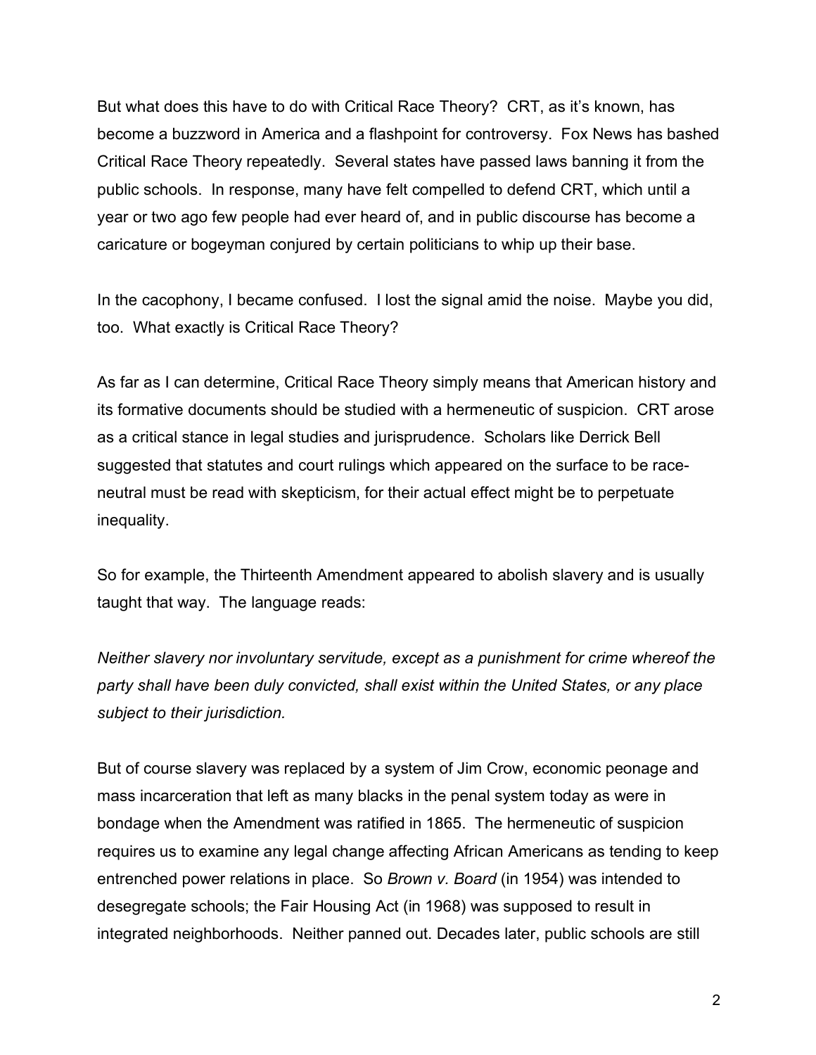But what does this have to do with Critical Race Theory? CRT, as it's known, has become a buzzword in America and a flashpoint for controversy. Fox News has bashed Critical Race Theory repeatedly. Several states have passed laws banning it from the public schools. In response, many have felt compelled to defend CRT, which until a year or two ago few people had ever heard of, and in public discourse has become a caricature or bogeyman conjured by certain politicians to whip up their base.

In the cacophony, I became confused. I lost the signal amid the noise. Maybe you did, too. What exactly is Critical Race Theory?

As far as I can determine, Critical Race Theory simply means that American history and its formative documents should be studied with a hermeneutic of suspicion. CRT arose as a critical stance in legal studies and jurisprudence. Scholars like Derrick Bell suggested that statutes and court rulings which appeared on the surface to be race-neutral must be read with skepticism, for their actual effect might be to perpetuate inequality.

So for example, the Thirteenth Amendment appeared to abolish slavery and is usually taught that way. The language reads:

*Neither slavery nor involuntary servitude, except as a punishment for crime whereof the party shall have been duly convicted, shall exist within the United States, or any place subject to their jurisdiction.*

But of course slavery was replaced by a system of Jim Crow, economic peonage and mass incarceration that left as many blacks in the penal system today as were in bondage when the Amendment was ratified in 1865. The hermeneutic of suspicion requires us to examine any legal change affecting African Americans as tending to keep entrenched power relations in place. So *Brown v. Board* (in 1954) was intended to desegregate schools; the Fair Housing Act (in 1968) was supposed to result in integrated neighborhoods. Neither panned out. Decades later, public schools are still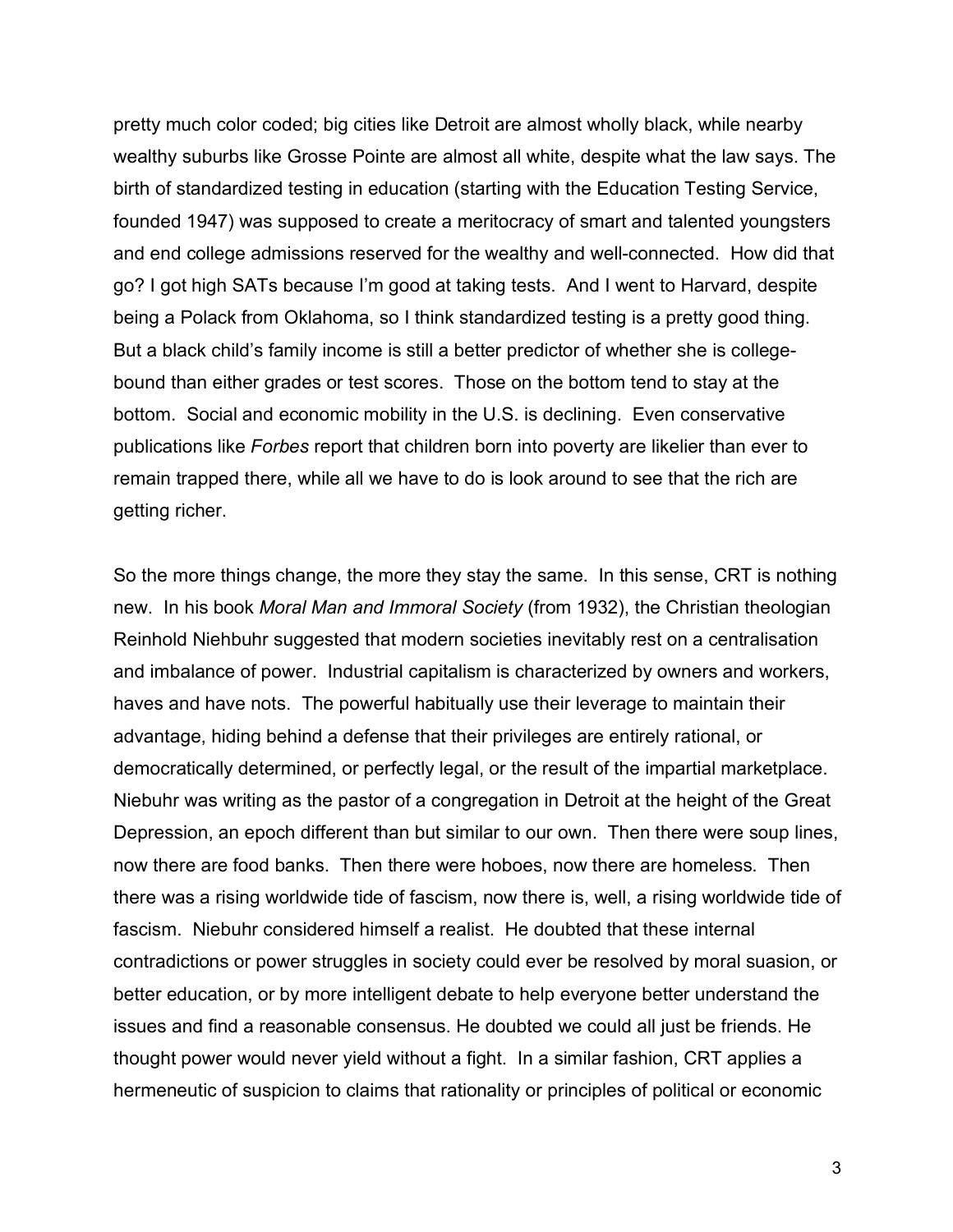pretty much color coded; big cities like Detroit are almost wholly black, while nearby wealthy suburbs like Grosse Pointe are almost all white, despite what the law says. The birth of standardized testing in education (starting with the Education Testing Service, founded 1947) was supposed to create a meritocracy of smart and talented youngsters and end college admissions reserved for the wealthy and well-connected. How did that go? I got high SATs because I'm good at taking tests. And I went to Harvard, despite being a Polack from Oklahoma, so I think standardized testing is a pretty good thing. But a black child's family income is still a better predictor of whether she is college-bound than either grades or test scores. Those on the bottom tend to stay at the bottom. Social and economic mobility in the U.S. is declining. Even conservative publications like *Forbes* report that children born into poverty are likelier than ever to remain trapped there, while all we have to do is look around to see that the rich are getting richer.

So the more things change, the more they stay the same. In this sense, CRT is nothing new. In his book *Moral Man and Immoral Society* (from 1932), the Christian theologian Reinhold Niehbuhr suggested that modern societies inevitably rest on a centralisation and imbalance of power. Industrial capitalism is characterized by owners and workers, haves and have nots. The powerful habitually use their leverage to maintain their advantage, hiding behind a defense that their privileges are entirely rational, or democratically determined, or perfectly legal, or the result of the impartial marketplace. Niebuhr was writing as the pastor of a congregation in Detroit at the height of the Great Depression, an epoch different than but similar to our own. Then there were soup lines, now there are food banks. Then there were hoboes, now there are homeless. Then there was a rising worldwide tide of fascism, now there is, well, a rising worldwide tide of fascism. Niebuhr considered himself a realist. He doubted that these internal contradictions or power struggles in society could ever be resolved by moral suasion, or better education, or by more intelligent debate to help everyone better understand the issues and find a reasonable consensus. He doubted we could all just be friends. He thought power would never yield without a fight. In a similar fashion, CRT applies a hermeneutic of suspicion to claims that rationality or principles of political or economic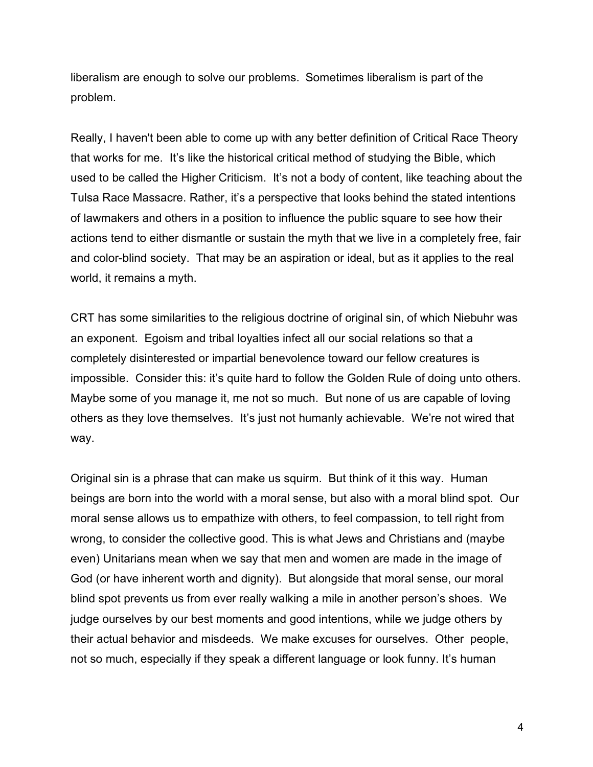liberalism are enough to solve our problems. Sometimes liberalism is part of the problem.

Really, I haven't been able to come up with any better definition of Critical Race Theory that works for me. It's like the historical critical method of studying the Bible, which used to be called the Higher Criticism. It's not a body of content, like teaching about the Tulsa Race Massacre. Rather, it's a perspective that looks behind the stated intentions of lawmakers and others in a position to influence the public square to see how their actions tend to either dismantle or sustain the myth that we live in a completely free, fair and color-blind society. That may be an aspiration or ideal, but as it applies to the real world, it remains a myth.

CRT has some similarities to the religious doctrine of original sin, of which Niebuhr was an exponent. Egoism and tribal loyalties infect all our social relations so that a completely disinterested or impartial benevolence toward our fellow creatures is impossible. Consider this: it's quite hard to follow the Golden Rule of doing unto others. Maybe some of you manage it, me not so much. But none of us are capable of loving others as they love themselves. It's just not humanly achievable. We're not wired that way.

Original sin is a phrase that can make us squirm. But think of it this way. Human beings are born into the world with a moral sense, but also with a moral blind spot. Our moral sense allows us to empathize with others, to feel compassion, to tell right from wrong, to consider the collective good. This is what Jews and Christians and (maybe even) Unitarians mean when we say that men and women are made in the image of God (or have inherent worth and dignity). But alongside that moral sense, our moral blind spot prevents us from ever really walking a mile in another person's shoes. We judge ourselves by our best moments and good intentions, while we judge others by their actual behavior and misdeeds. We make excuses for ourselves. Other people, not so much, especially if they speak a different language or look funny. It's human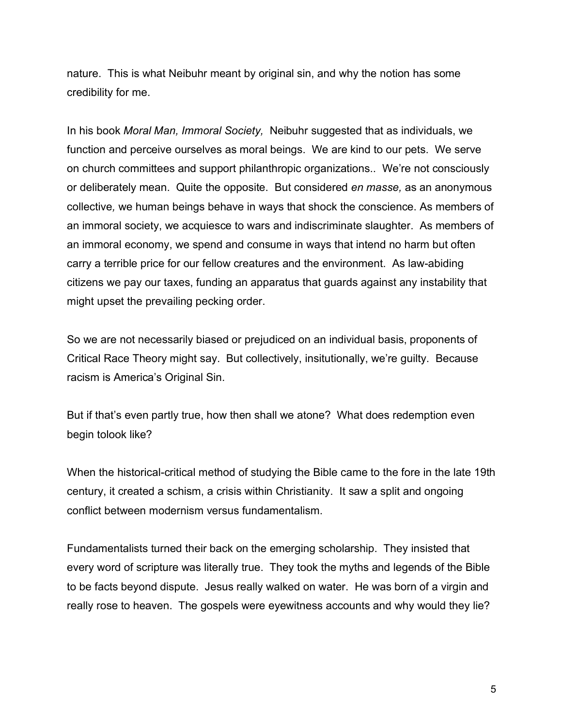nature. This is what Neibuhr meant by original sin, and why the notion has some credibility for me.

In his book *Moral Man, Immoral Society,* Neibuhr suggested that as individuals, we function and perceive ourselves as moral beings. We are kind to our pets. We serve on church committees and support philanthropic organizations.. We're not consciously or deliberately mean. Quite the opposite. But considered *en masse,* as an anonymous collective*,* we human beings behave in ways that shock the conscience. As members of an immoral society, we acquiesce to wars and indiscriminate slaughter. As members of an immoral economy, we spend and consume in ways that intend no harm but often carry a terrible price for our fellow creatures and the environment. As law-abiding citizens we pay our taxes, funding an apparatus that guards against any instability that might upset the prevailing pecking order.

So we are not necessarily biased or prejudiced on an individual basis, proponents of Critical Race Theory might say. But collectively, insitutionally, we're guilty. Because racism is America's Original Sin.

But if that's even partly true, how then shall we atone? What does redemption even begin tolook like?

When the historical-critical method of studying the Bible came to the fore in the late 19th century, it created a schism, a crisis within Christianity. It saw a split and ongoing conflict between modernism versus fundamentalism.

Fundamentalists turned their back on the emerging scholarship. They insisted that every word of scripture was literally true. They took the myths and legends of the Bible to be facts beyond dispute. Jesus really walked on water. He was born of a virgin and really rose to heaven. The gospels were eyewitness accounts and why would they lie?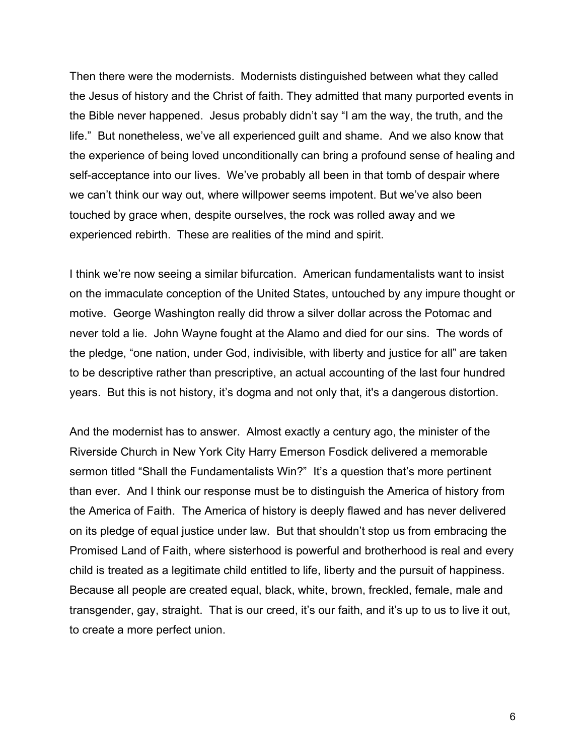Then there were the modernists. Modernists distinguished between what they called the Jesus of history and the Christ of faith. They admitted that many purported events in the Bible never happened. Jesus probably didn't say "I am the way, the truth, and the life." But nonetheless, we've all experienced guilt and shame. And we also know that the experience of being loved unconditionally can bring a profound sense of healing and self-acceptance into our lives. We've probably all been in that tomb of despair where we can't think our way out, where willpower seems impotent. But we've also been touched by grace when, despite ourselves, the rock was rolled away and we experienced rebirth. These are realities of the mind and spirit.

I think we're now seeing a similar bifurcation. American fundamentalists want to insist on the immaculate conception of the United States, untouched by any impure thought or motive. George Washington really did throw a silver dollar across the Potomac and never told a lie. John Wayne fought at the Alamo and died for our sins. The words of the pledge, "one nation, under God, indivisible, with liberty and justice for all" are taken to be descriptive rather than prescriptive, an actual accounting of the last four hundred years. But this is not history, it's dogma and not only that, it's a dangerous distortion.

And the modernist has to answer. Almost exactly a century ago, the minister of the Riverside Church in New York City Harry Emerson Fosdick delivered a memorable sermon titled "Shall the Fundamentalists Win?" It's a question that's more pertinent than ever. And I think our response must be to distinguish the America of history from the America of Faith. The America of history is deeply flawed and has never delivered on its pledge of equal justice under law. But that shouldn't stop us from embracing the Promised Land of Faith, where sisterhood is powerful and brotherhood is real and every child is treated as a legitimate child entitled to life, liberty and the pursuit of happiness. Because all people are created equal, black, white, brown, freckled, female, male and transgender, gay, straight. That is our creed, it's our faith, and it's up to us to live it out, to create a more perfect union.